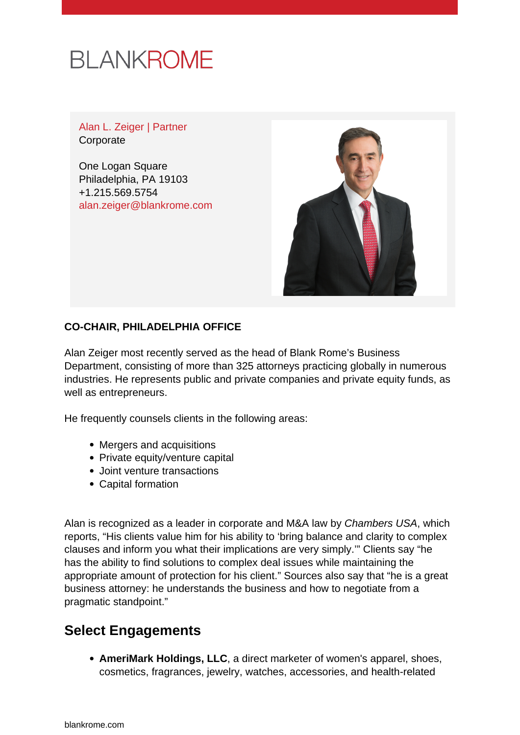BLANKROME

Alan L. Zeiger | Partner
Corporate

One Logan Square
Philadelphia, PA 19103
+1.215.569.5754
alan.zeiger@blankrome.com

**CO-CHAIR, PHILADELPHIA OFFICE**

Alan Zeiger most recently served as the head of Blank Rome's Business Department, consisting of more than 325 attorneys practicing globally in numerous industries. He represents public and private companies and private equity funds, as well as entrepreneurs.

He frequently counsels clients in the following areas:

- Mergers and acquisitions
- Private equity/venture capital
- Joint venture transactions
- Capital formation

Alan is recognized as a leader in corporate and M&A law by *Chambers USA*, which reports, "His clients value him for his ability to 'bring balance and clarity to complex clauses and inform you what their implications are very simply.'" Clients say "he has the ability to find solutions to complex deal issues while maintaining the appropriate amount of protection for his client." Sources also say that "he is a great business attorney: he understands the business and how to negotiate from a pragmatic standpoint."

## Select Engagements

- **AmeriMark Holdings, LLC**, a direct marketer of women's apparel, shoes, cosmetics, fragrances, jewelry, watches, accessories, and health-related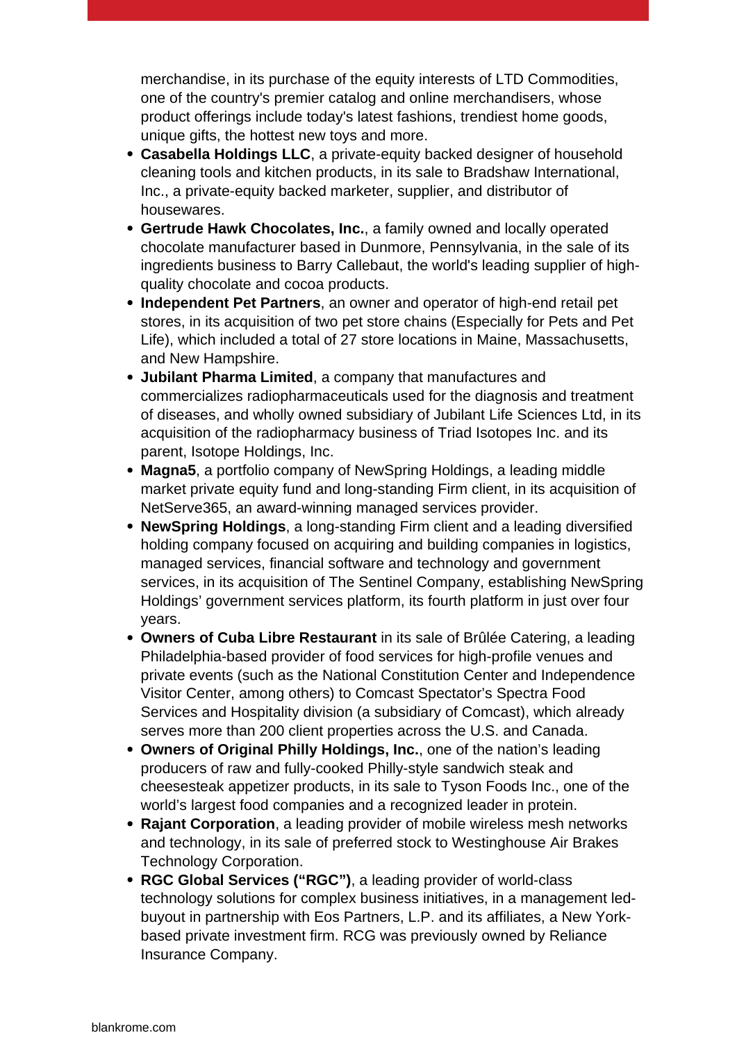merchandise, in its purchase of the equity interests of LTD Commodities, one of the country's premier catalog and online merchandisers, whose product offerings include today's latest fashions, trendiest home goods, unique gifts, the hottest new toys and more.

- **Casabella Holdings LLC**, a private-equity backed designer of household cleaning tools and kitchen products, in its sale to Bradshaw International, Inc., a private-equity backed marketer, supplier, and distributor of housewares.
- **Gertrude Hawk Chocolates, Inc.**, a family owned and locally operated chocolate manufacturer based in Dunmore, Pennsylvania, in the sale of its ingredients business to Barry Callebaut, the world's leading supplier of high-quality chocolate and cocoa products.
- **Independent Pet Partners**, an owner and operator of high-end retail pet stores, in its acquisition of two pet store chains (Especially for Pets and Pet Life), which included a total of 27 store locations in Maine, Massachusetts, and New Hampshire.
- **Jubilant Pharma Limited**, a company that manufactures and commercializes radiopharmaceuticals used for the diagnosis and treatment of diseases, and wholly owned subsidiary of Jubilant Life Sciences Ltd, in its acquisition of the radiopharmacy business of Triad Isotopes Inc. and its parent, Isotope Holdings, Inc.
- **Magna5**, a portfolio company of NewSpring Holdings, a leading middle market private equity fund and long-standing Firm client, in its acquisition of NetServe365, an award-winning managed services provider.
- **NewSpring Holdings**, a long-standing Firm client and a leading diversified holding company focused on acquiring and building companies in logistics, managed services, financial software and technology and government services, in its acquisition of The Sentinel Company, establishing NewSpring Holdings' government services platform, its fourth platform in just over four years.
- **Owners of Cuba Libre Restaurant** in its sale of Brûlée Catering, a leading Philadelphia-based provider of food services for high-profile venues and private events (such as the National Constitution Center and Independence Visitor Center, among others) to Comcast Spectator's Spectra Food Services and Hospitality division (a subsidiary of Comcast), which already serves more than 200 client properties across the U.S. and Canada.
- **Owners of Original Philly Holdings, Inc.**, one of the nation's leading producers of raw and fully-cooked Philly-style sandwich steak and cheesesteak appetizer products, in its sale to Tyson Foods Inc., one of the world's largest food companies and a recognized leader in protein.
- **Rajant Corporation**, a leading provider of mobile wireless mesh networks and technology, in its sale of preferred stock to Westinghouse Air Brakes Technology Corporation.
- **RGC Global Services ("RGC")**, a leading provider of world-class technology solutions for complex business initiatives, in a management led-buyout in partnership with Eos Partners, L.P. and its affiliates, a New York-based private investment firm. RCG was previously owned by Reliance Insurance Company.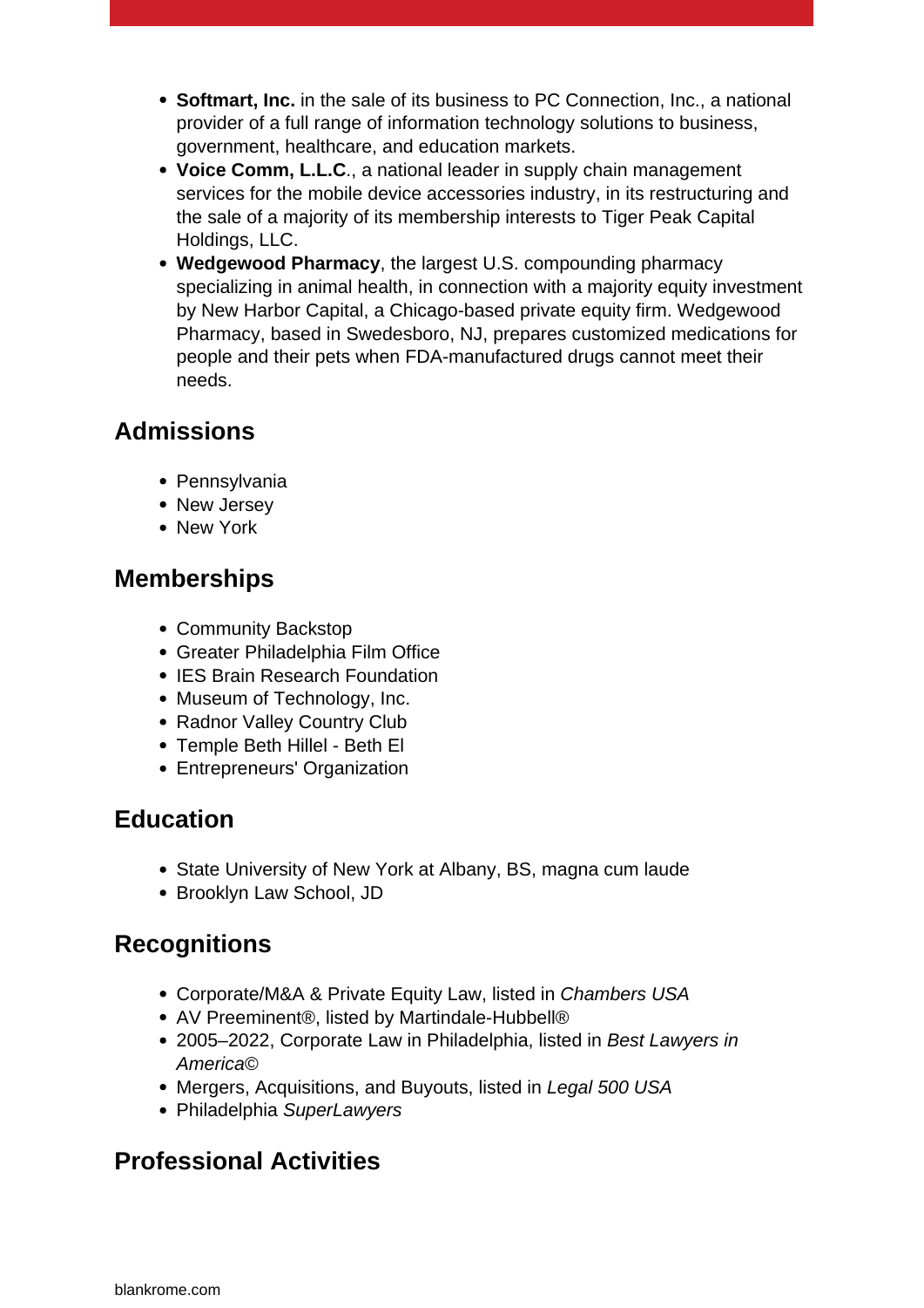- **Softmart, Inc.** in the sale of its business to PC Connection, Inc., a national provider of a full range of information technology solutions to business, government, healthcare, and education markets.
- **Voice Comm, L.L.C**., a national leader in supply chain management services for the mobile device accessories industry, in its restructuring and the sale of a majority of its membership interests to Tiger Peak Capital Holdings, LLC.
- **Wedgewood Pharmacy**, the largest U.S. compounding pharmacy specializing in animal health, in connection with a majority equity investment by New Harbor Capital, a Chicago-based private equity firm. Wedgewood Pharmacy, based in Swedesboro, NJ, prepares customized medications for people and their pets when FDA-manufactured drugs cannot meet their needs.

## Admissions

- Pennsylvania
- New Jersey
- New York

## Memberships

- Community Backstop
- Greater Philadelphia Film Office
- IES Brain Research Foundation
- Museum of Technology, Inc.
- Radnor Valley Country Club
- Temple Beth Hillel - Beth El
- Entrepreneurs' Organization

## Education

- State University of New York at Albany, BS, magna cum laude
- Brooklyn Law School, JD

## Recognitions

- Corporate/M&A & Private Equity Law, listed in *Chambers USA*
- AV Preeminent®, listed by Martindale-Hubbell®
- 2005–2022, Corporate Law in Philadelphia, listed in *Best Lawyers in America©*
- Mergers, Acquisitions, and Buyouts, listed in *Legal 500 USA*
- Philadelphia *SuperLawyers*

## Professional Activities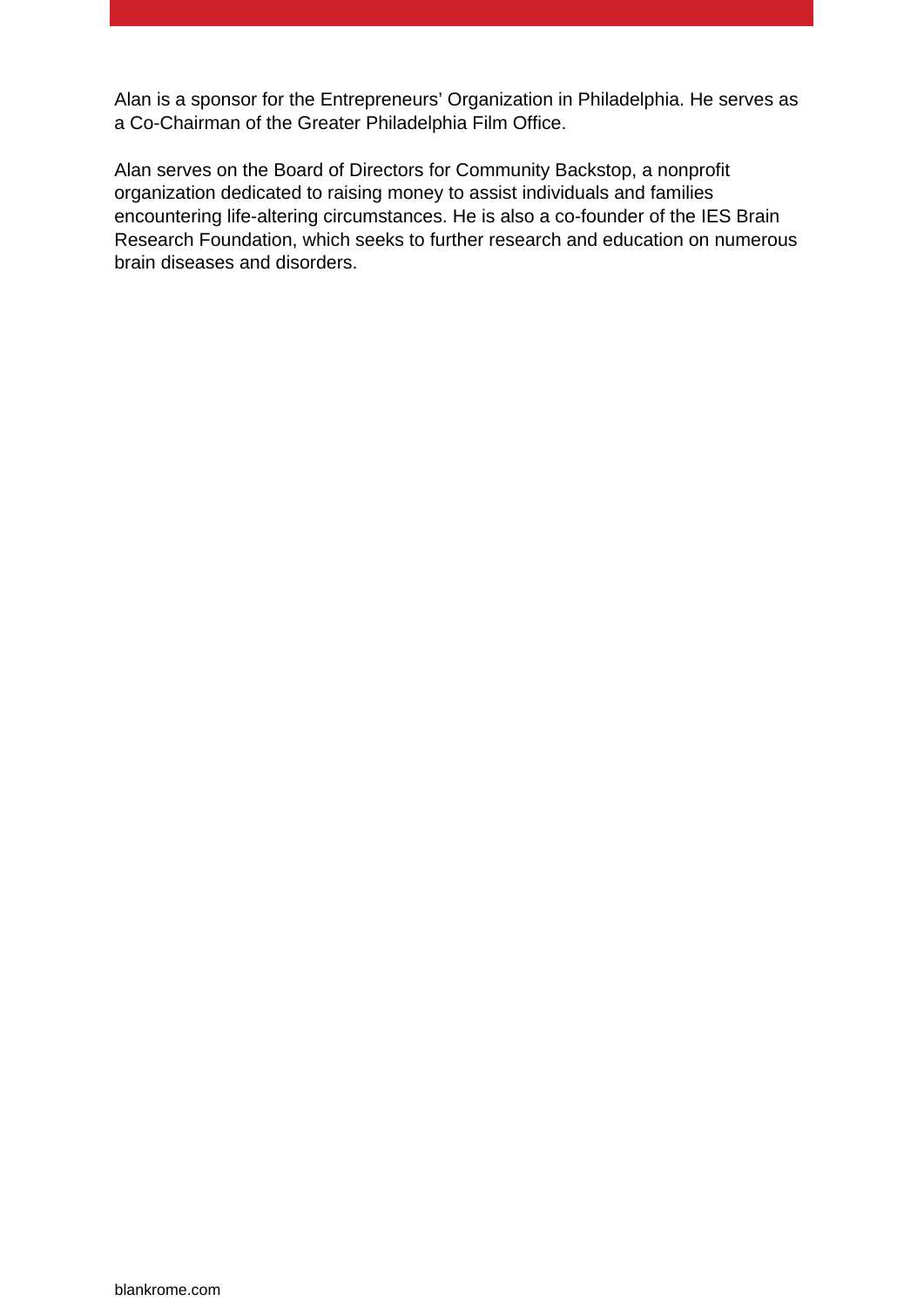Alan is a sponsor for the Entrepreneurs' Organization in Philadelphia. He serves as a Co-Chairman of the Greater Philadelphia Film Office.

Alan serves on the Board of Directors for Community Backstop, a nonprofit organization dedicated to raising money to assist individuals and families encountering life-altering circumstances. He is also a co-founder of the IES Brain Research Foundation, which seeks to further research and education on numerous brain diseases and disorders.